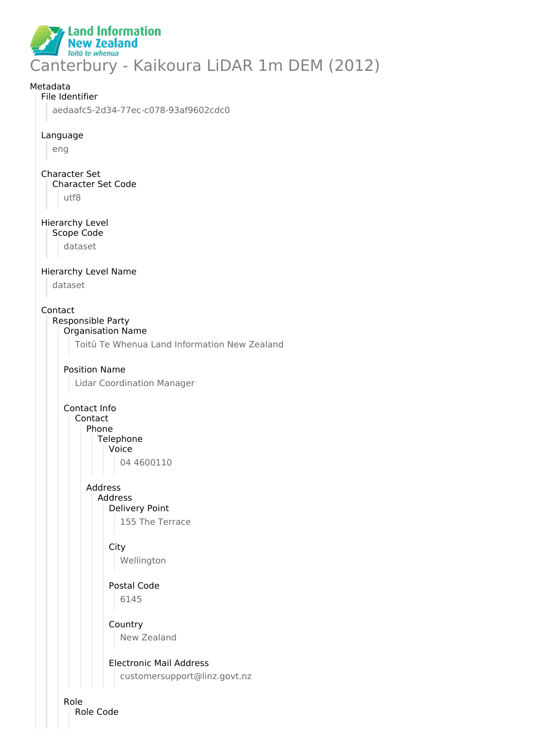# Canterbury - Kaikoura LiDAR 1m DEM (2012)

Metadata

File Identifier

aedaafc5-2d34-77ec-c078-93af9602cdc0

Language

eng

Character Set

Character Set Code

utf8

Hierarchy Level

Scope Code

dataset

Hierarchy Level Name

dataset

Contact

Responsible Party

Organisation Name

Toitū Te Whenua Land Information New Zealand

Position Name

Lidar Coordination Manager

Contact Info

Contact

Phone

Telephone

Voice

04 4600110

Address

Address

Delivery Point

155 The Terrace

City

Wellington

Postal Code

6145

Country

New Zealand

Electronic Mail Address

customersupport@linz.govt.nz

Role

Role Code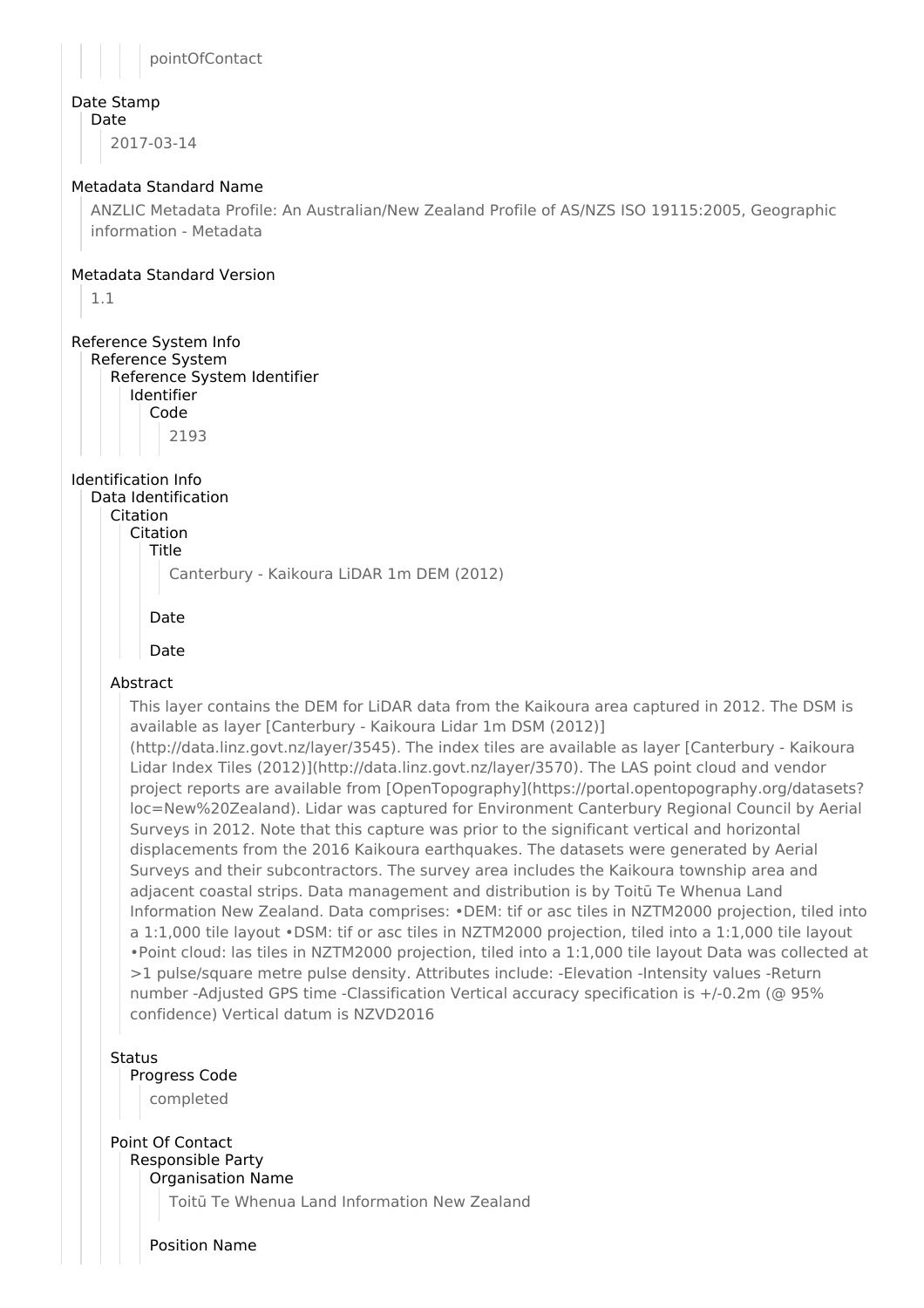pointOfContact

# Date Stamp

## Date

2017-03-14

# Metadata Standard Name

ANZLIC Metadata Profile: An Australian/New Zealand Profile of AS/NZS ISO 19115:2005, Geographic information - Metadata

# Metadata Standard Version

1.1

# Reference System Info

## Reference System

### Reference System Identifier

#### Identifier

##### Code

2193

# Identification Info

## Data Identification

### Citation

#### Citation

##### Title

Canterbury - Kaikoura LiDAR 1m DEM (2012)

##### Date

##### Date

### Abstract

This layer contains the DEM for LiDAR data from the Kaikoura area captured in 2012. The DSM is available as layer [Canterbury - Kaikoura Lidar 1m DSM (2012)](http://data.linz.govt.nz/layer/3545). The index tiles are available as layer [Canterbury - Kaikoura Lidar Index Tiles (2012)](http://data.linz.govt.nz/layer/3570). The LAS point cloud and vendor project reports are available from [OpenTopography](https://portal.opentopography.org/datasets?loc=New%20Zealand). Lidar was captured for Environment Canterbury Regional Council by Aerial Surveys in 2012. Note that this capture was prior to the significant vertical and horizontal displacements from the 2016 Kaikoura earthquakes. The datasets were generated by Aerial Surveys and their subcontractors. The survey area includes the Kaikoura township area and adjacent coastal strips. Data management and distribution is by Toitū Te Whenua Land Information New Zealand. Data comprises: •DEM: tif or asc tiles in NZTM2000 projection, tiled into a 1:1,000 tile layout •DSM: tif or asc tiles in NZTM2000 projection, tiled into a 1:1,000 tile layout •Point cloud: las tiles in NZTM2000 projection, tiled into a 1:1,000 tile layout Data was collected at >1 pulse/square metre pulse density. Attributes include: -Elevation -Intensity values -Return number -Adjusted GPS time -Classification Vertical accuracy specification is +/-0.2m (@ 95% confidence) Vertical datum is NZVD2016

### Status

#### Progress Code

completed

### Point Of Contact

#### Responsible Party

##### Organisation Name

Toitū Te Whenua Land Information New Zealand

##### Position Name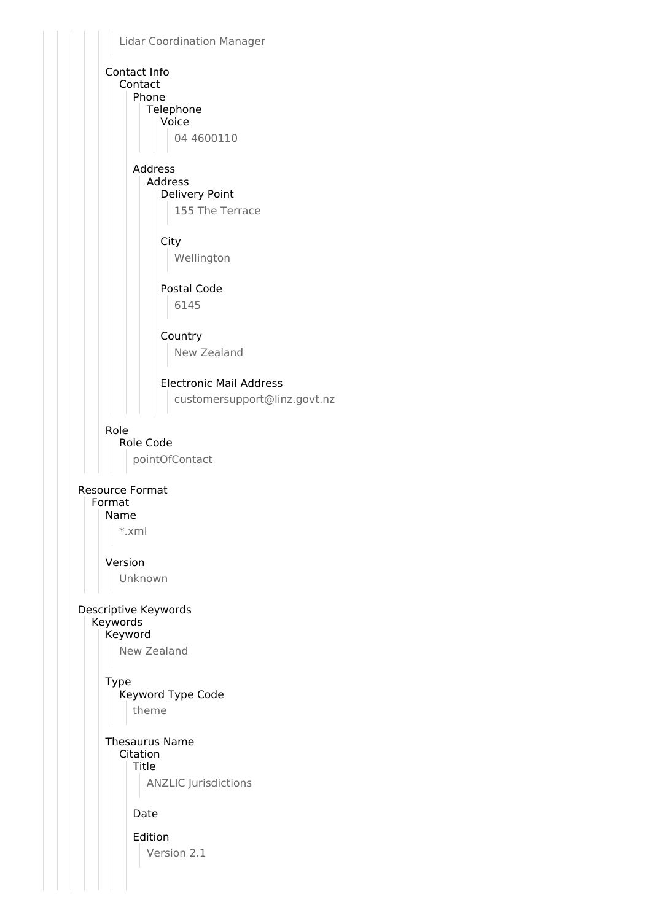Lidar Coordination Manager

Contact Info
- Contact
  - Phone
    - Telephone
      - Voice
        - 04 4600110
  - Address
    - Address
      - Delivery Point
        - 155 The Terrace
      - City
        - Wellington
      - Postal Code
        - 6145
      - Country
        - New Zealand
      - Electronic Mail Address
        - customersupport@linz.govt.nz

Role
- Role Code
  - pointOfContact

Resource Format
- Format
  - Name
    - *.xml
  - Version
    - Unknown

Descriptive Keywords
- Keywords
  - Keyword
    - New Zealand
  - Type
    - Keyword Type Code
      - theme
  - Thesaurus Name
    - Citation
      - Title
        - ANZLIC Jurisdictions
      - Date
      - Edition
        - Version 2.1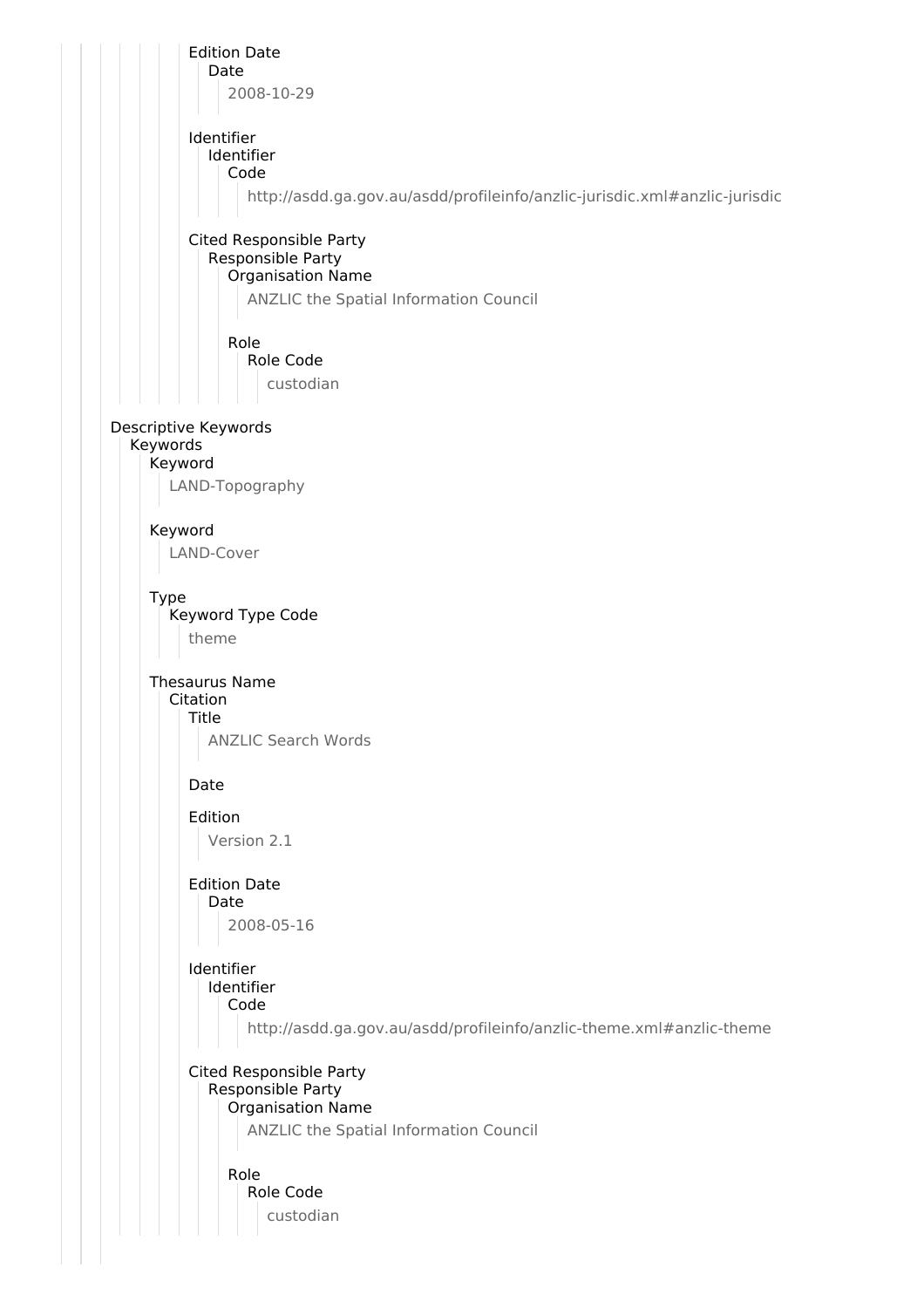Edition Date
Date
2008-10-29

Identifier
Identifier
Code
http://asdd.ga.gov.au/asdd/profileinfo/anzlic-jurisdic.xml#anzlic-jurisdic

Cited Responsible Party
Responsible Party
Organisation Name
ANZLIC the Spatial Information Council

Role
Role Code
custodian

Descriptive Keywords
Keywords
Keyword
LAND-Topography

Keyword
LAND-Cover

Type
Keyword Type Code
theme

Thesaurus Name
Citation
Title
ANZLIC Search Words

Date

Edition
Version 2.1

Edition Date
Date
2008-05-16

Identifier
Identifier
Code
http://asdd.ga.gov.au/asdd/profileinfo/anzlic-theme.xml#anzlic-theme

Cited Responsible Party
Responsible Party
Organisation Name
ANZLIC the Spatial Information Council

Role
Role Code
custodian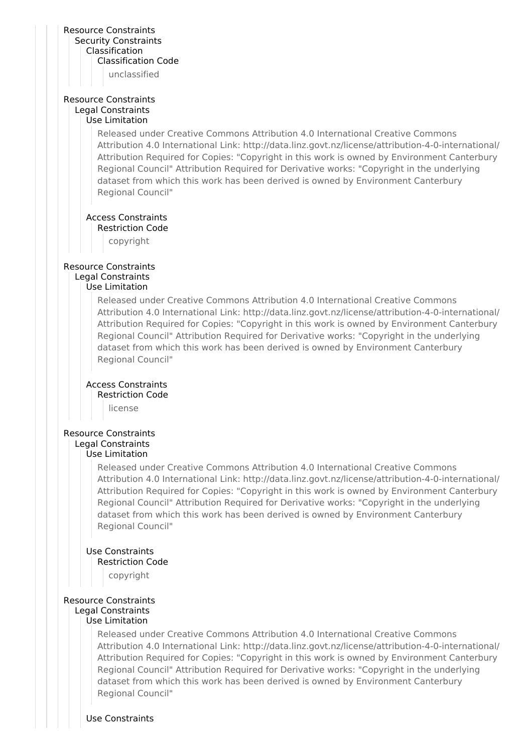Resource Constraints
- Security Constraints
  - Classification
    - Classification Code
      - unclassified

Resource Constraints
- Legal Constraints
  - Use Limitation
    - Released under Creative Commons Attribution 4.0 International Creative Commons Attribution 4.0 International Link: http://data.linz.govt.nz/license/attribution-4-0-international/ Attribution Required for Copies: "Copyright in this work is owned by Environment Canterbury Regional Council" Attribution Required for Derivative works: "Copyright in the underlying dataset from which this work has been derived is owned by Environment Canterbury Regional Council"
  - Access Constraints
    - Restriction Code
      - copyright

Resource Constraints
- Legal Constraints
  - Use Limitation
    - Released under Creative Commons Attribution 4.0 International Creative Commons Attribution 4.0 International Link: http://data.linz.govt.nz/license/attribution-4-0-international/ Attribution Required for Copies: "Copyright in this work is owned by Environment Canterbury Regional Council" Attribution Required for Derivative works: "Copyright in the underlying dataset from which this work has been derived is owned by Environment Canterbury Regional Council"
  - Access Constraints
    - Restriction Code
      - license

Resource Constraints
- Legal Constraints
  - Use Limitation
    - Released under Creative Commons Attribution 4.0 International Creative Commons Attribution 4.0 International Link: http://data.linz.govt.nz/license/attribution-4-0-international/ Attribution Required for Copies: "Copyright in this work is owned by Environment Canterbury Regional Council" Attribution Required for Derivative works: "Copyright in the underlying dataset from which this work has been derived is owned by Environment Canterbury Regional Council"
  - Use Constraints
    - Restriction Code
      - copyright

Resource Constraints
- Legal Constraints
  - Use Limitation
    - Released under Creative Commons Attribution 4.0 International Creative Commons Attribution 4.0 International Link: http://data.linz.govt.nz/license/attribution-4-0-international/ Attribution Required for Copies: "Copyright in this work is owned by Environment Canterbury Regional Council" Attribution Required for Derivative works: "Copyright in the underlying dataset from which this work has been derived is owned by Environment Canterbury Regional Council"
  - Use Constraints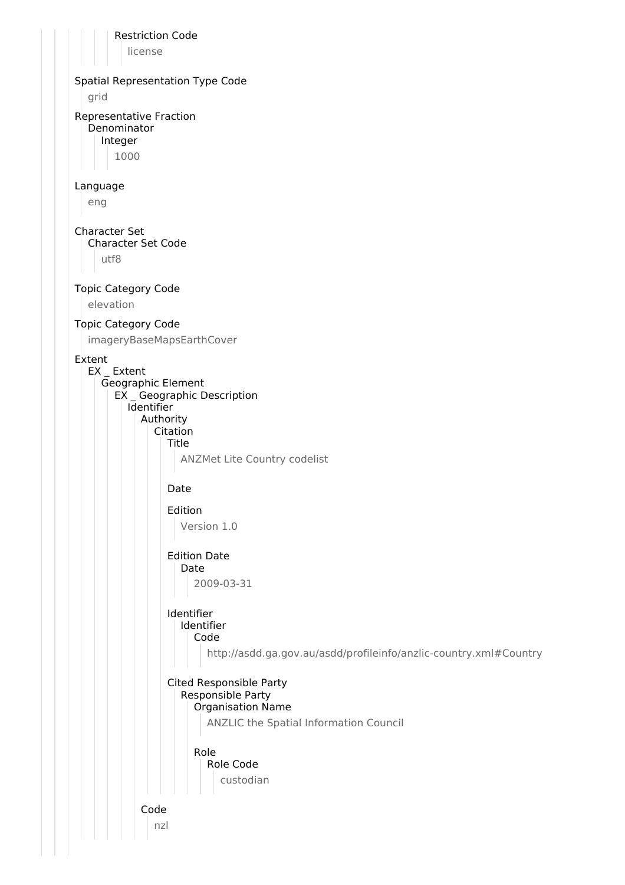Restriction Code

license

Spatial Representation Type Code

grid

Representative Fraction
Denominator
Integer

1000

Language

eng

Character Set
Character Set Code

utf8

Topic Category Code

elevation

Topic Category Code

imageryBaseMapsEarthCover

Extent
EX _ Extent
Geographic Element
EX _ Geographic Description
Identifier
Authority
Citation
Title

ANZMet Lite Country codelist

Date

Edition

Version 1.0

Edition Date
Date

2009-03-31

Identifier
Identifier
Code

http://asdd.ga.gov.au/asdd/profileinfo/anzlic-country.xml#Country

Cited Responsible Party
Responsible Party
Organisation Name

ANZLIC the Spatial Information Council

Role
Role Code

custodian

Code

nzl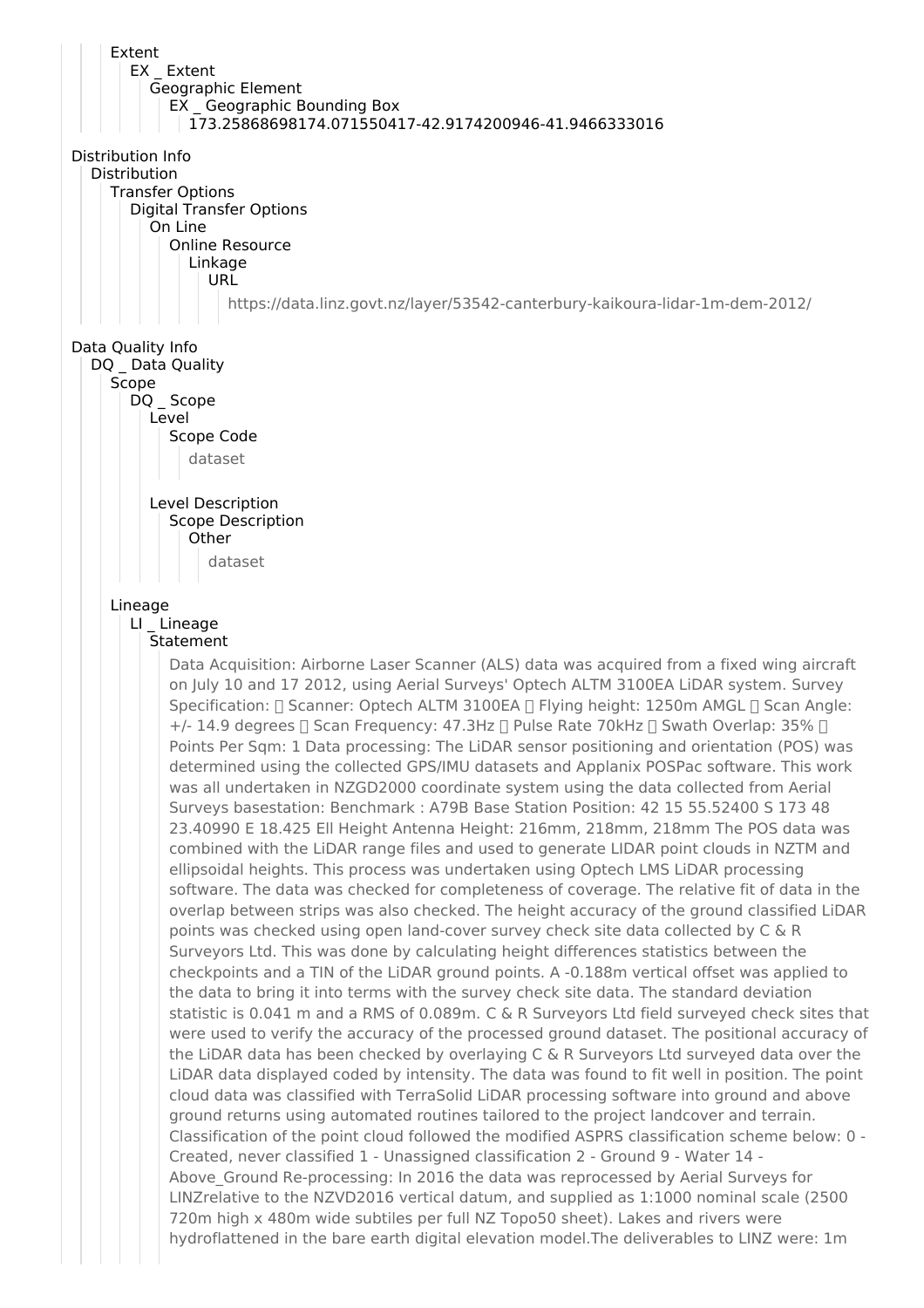Extent
EX _ Extent
Geographic Element
EX _ Geographic Bounding Box
173.25868698174.071550417-42.9174200946-41.9466333016

Distribution Info
Distribution
Transfer Options
Digital Transfer Options
On Line
Online Resource
Linkage
URL
https://data.linz.govt.nz/layer/53542-canterbury-kaikoura-lidar-1m-dem-2012/

Data Quality Info
DQ _ Data Quality
Scope
DQ _ Scope
Level
Scope Code
dataset

Level Description
Scope Description
Other
dataset

Lineage
LI _ Lineage
Statement

Data Acquisition: Airborne Laser Scanner (ALS) data was acquired from a fixed wing aircraft on July 10 and 17 2012, using Aerial Surveys' Optech ALTM 3100EA LiDAR system. Survey Specification:  Scanner: Optech ALTM 3100EA  Flying height: 1250m AMGL  Scan Angle: +/- 14.9 degrees  Scan Frequency: 47.3Hz  Pulse Rate 70kHz  Swath Overlap: 35%  Points Per Sqm: 1 Data processing: The LiDAR sensor positioning and orientation (POS) was determined using the collected GPS/IMU datasets and Applanix POSPac software. This work was all undertaken in NZGD2000 coordinate system using the data collected from Aerial Surveys basestation: Benchmark : A79B Base Station Position: 42 15 55.52400 S 173 48 23.40990 E 18.425 Ell Height Antenna Height: 216mm, 218mm, 218mm The POS data was combined with the LiDAR range files and used to generate LIDAR point clouds in NZTM and ellipsoidal heights. This process was undertaken using Optech LMS LiDAR processing software. The data was checked for completeness of coverage. The relative fit of data in the overlap between strips was also checked. The height accuracy of the ground classified LiDAR points was checked using open land-cover survey check site data collected by C & R Surveyors Ltd. This was done by calculating height differences statistics between the checkpoints and a TIN of the LiDAR ground points. A -0.188m vertical offset was applied to the data to bring it into terms with the survey check site data. The standard deviation statistic is 0.041 m and a RMS of 0.089m. C & R Surveyors Ltd field surveyed check sites that were used to verify the accuracy of the processed ground dataset. The positional accuracy of the LiDAR data has been checked by overlaying C & R Surveyors Ltd surveyed data over the LiDAR data displayed coded by intensity. The data was found to fit well in position. The point cloud data was classified with TerraSolid LiDAR processing software into ground and above ground returns using automated routines tailored to the project landcover and terrain. Classification of the point cloud followed the modified ASPRS classification scheme below: 0 - Created, never classified 1 - Unassigned classification 2 - Ground 9 - Water 14 - Above_Ground Re-processing: In 2016 the data was reprocessed by Aerial Surveys for LINZrelative to the NZVD2016 vertical datum, and supplied as 1:1000 nominal scale (2500 720m high x 480m wide subtiles per full NZ Topo50 sheet). Lakes and rivers were hydroflattened in the bare earth digital elevation model.The deliverables to LINZ were: 1m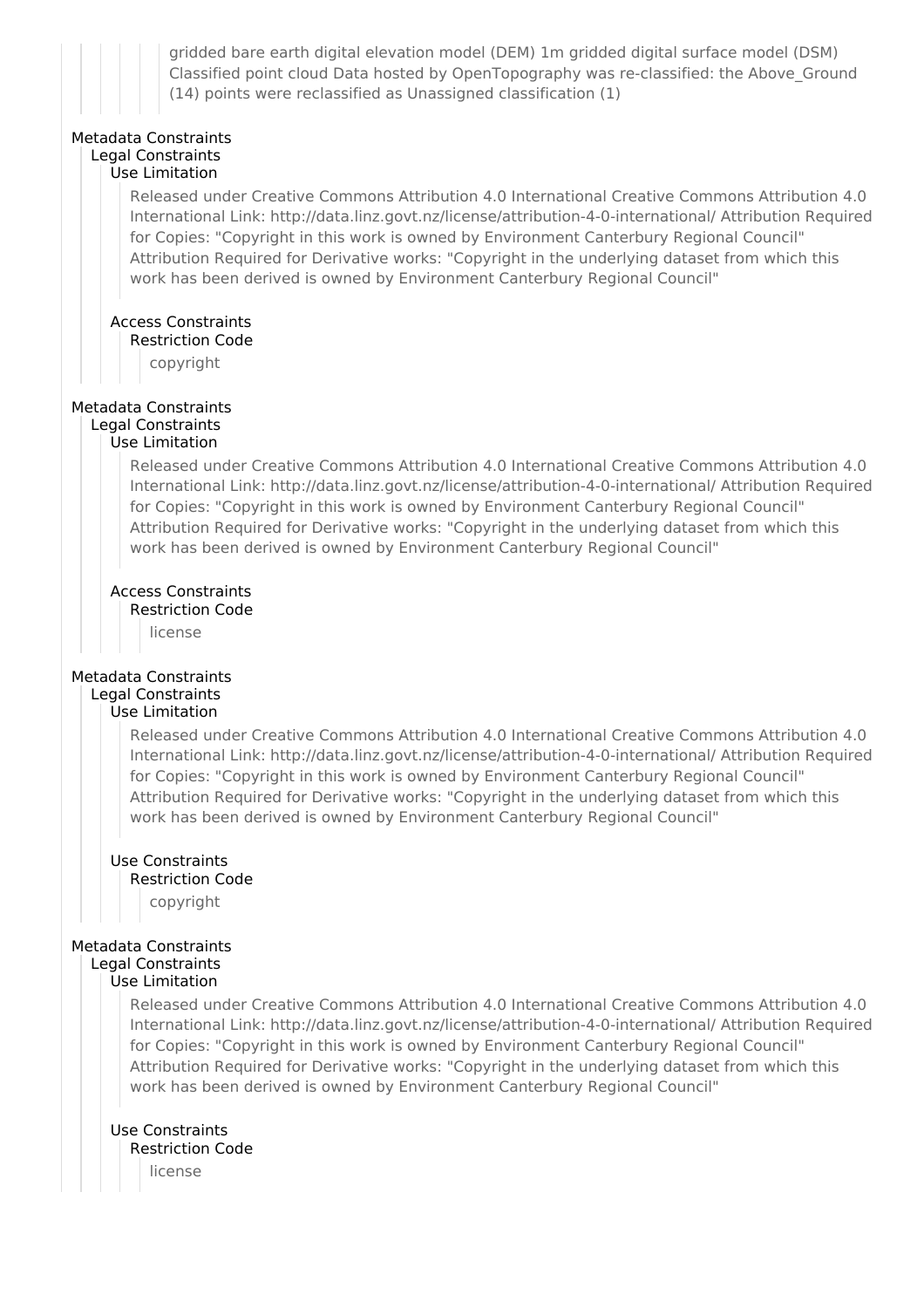gridded bare earth digital elevation model (DEM) 1m gridded digital surface model (DSM) Classified point cloud Data hosted by OpenTopography was re-classified: the Above_Ground (14) points were reclassified as Unassigned classification (1)

Metadata Constraints

Legal Constraints

Use Limitation

Released under Creative Commons Attribution 4.0 International Creative Commons Attribution 4.0 International Link: http://data.linz.govt.nz/license/attribution-4-0-international/ Attribution Required for Copies: "Copyright in this work is owned by Environment Canterbury Regional Council" Attribution Required for Derivative works: "Copyright in the underlying dataset from which this work has been derived is owned by Environment Canterbury Regional Council"

Access Constraints

Restriction Code

copyright

Metadata Constraints

Legal Constraints

Use Limitation

Released under Creative Commons Attribution 4.0 International Creative Commons Attribution 4.0 International Link: http://data.linz.govt.nz/license/attribution-4-0-international/ Attribution Required for Copies: "Copyright in this work is owned by Environment Canterbury Regional Council" Attribution Required for Derivative works: "Copyright in the underlying dataset from which this work has been derived is owned by Environment Canterbury Regional Council"

Access Constraints

Restriction Code

license

Metadata Constraints

Legal Constraints

Use Limitation

Released under Creative Commons Attribution 4.0 International Creative Commons Attribution 4.0 International Link: http://data.linz.govt.nz/license/attribution-4-0-international/ Attribution Required for Copies: "Copyright in this work is owned by Environment Canterbury Regional Council" Attribution Required for Derivative works: "Copyright in the underlying dataset from which this work has been derived is owned by Environment Canterbury Regional Council"

Use Constraints

Restriction Code

copyright

Metadata Constraints

Legal Constraints

Use Limitation

Released under Creative Commons Attribution 4.0 International Creative Commons Attribution 4.0 International Link: http://data.linz.govt.nz/license/attribution-4-0-international/ Attribution Required for Copies: "Copyright in this work is owned by Environment Canterbury Regional Council" Attribution Required for Derivative works: "Copyright in the underlying dataset from which this work has been derived is owned by Environment Canterbury Regional Council"

Use Constraints

Restriction Code

license